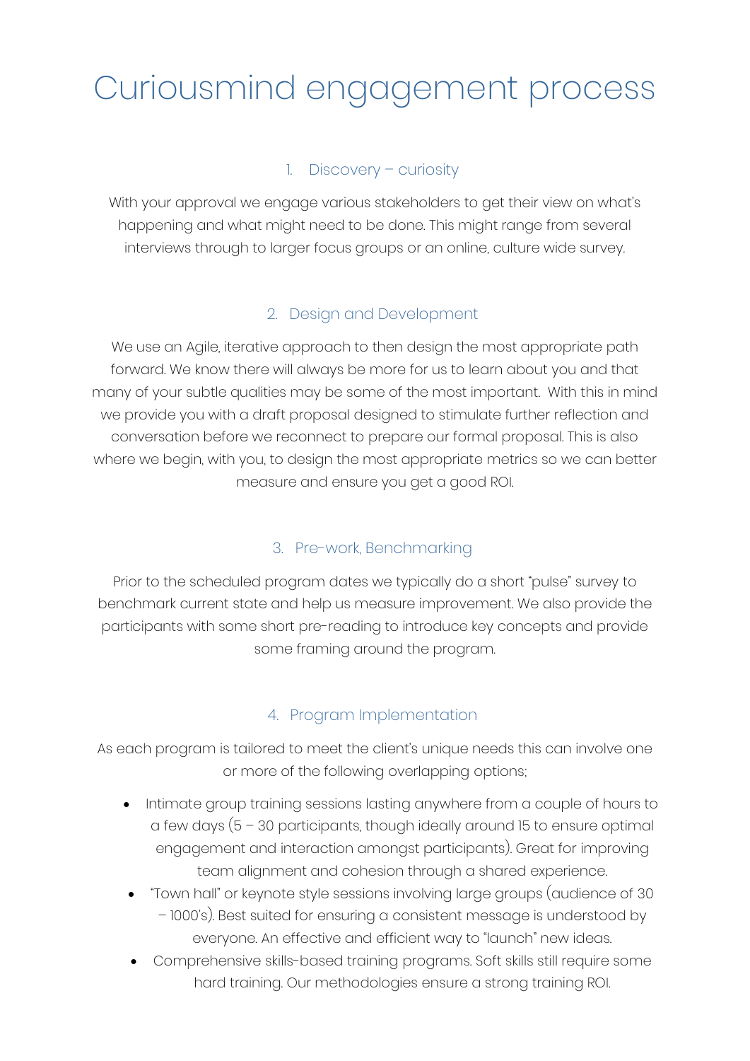# Curiousmind engagement process

## 1. Discovery – curiosity

With your approval we engage various stakeholders to get their view on what's happening and what might need to be done. This might range from several interviews through to larger focus groups or an online, culture wide survey.

## 2. Design and Development

We use an Agile, iterative approach to then design the most appropriate path forward. We know there will always be more for us to learn about you and that many of your subtle qualities may be some of the most important. With this in mind we provide you with a draft proposal designed to stimulate further reflection and conversation before we reconnect to prepare our formal proposal. This is also where we begin, with you, to design the most appropriate metrics so we can better measure and ensure you get a good ROI.

## 3. Pre-work, Benchmarking

Prior to the scheduled program dates we typically do a short "pulse" survey to benchmark current state and help us measure improvement. We also provide the participants with some short pre-reading to introduce key concepts and provide some framing around the program.

## 4. Program Implementation

As each program is tailored to meet the client's unique needs this can involve one or more of the following overlapping options;

- Intimate group training sessions lasting anywhere from a couple of hours to a few days (5 – 30 participants, though ideally around 15 to ensure optimal engagement and interaction amongst participants). Great for improving team alignment and cohesion through a shared experience.
- "Town hall" or keynote style sessions involving large groups (audience of 30 – 1000's). Best suited for ensuring a consistent message is understood by everyone. An effective and efficient way to "launch" new ideas.
- Comprehensive skills-based training programs. Soft skills still require some hard training. Our methodologies ensure a strong training ROI.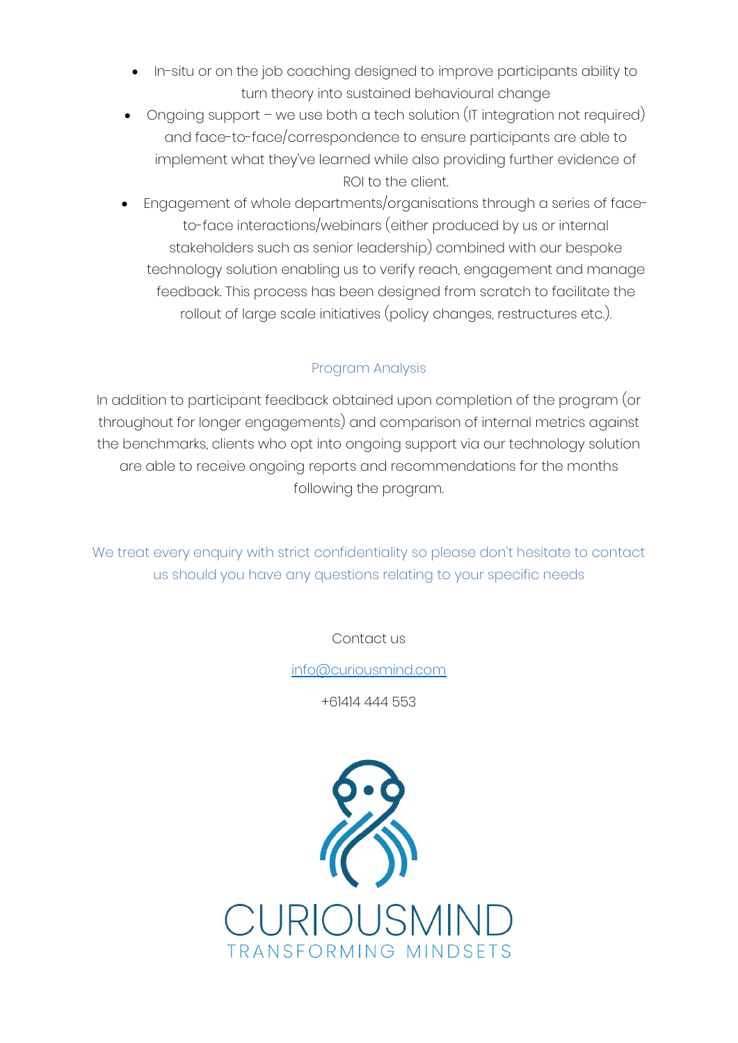- In-situ or on the job coaching designed to improve participants ability to turn theory into sustained behavioural change
- Ongoing support – we use both a tech solution (IT integration not required) and face-to-face/correspondence to ensure participants are able to implement what they've learned while also providing further evidence of ROI to the client.
- Engagement of whole departments/organisations through a series of face-to-face interactions/webinars (either produced by us or internal stakeholders such as senior leadership) combined with our bespoke technology solution enabling us to verify reach, engagement and manage feedback. This process has been designed from scratch to facilitate the rollout of large scale initiatives (policy changes, restructures etc.).

## Program Analysis

In addition to participant feedback obtained upon completion of the program (or throughout for longer engagements) and comparison of internal metrics against the benchmarks, clients who opt into ongoing support via our technology solution are able to receive ongoing reports and recommendations for the months following the program.

We treat every enquiry with strict confidentiality so please don't hesitate to contact us should you have any questions relating to your specific needs

Contact us

info@curiousmind.com

+61414 444 553

CURIOUSMIND

TRANSFORMING MINDSETS